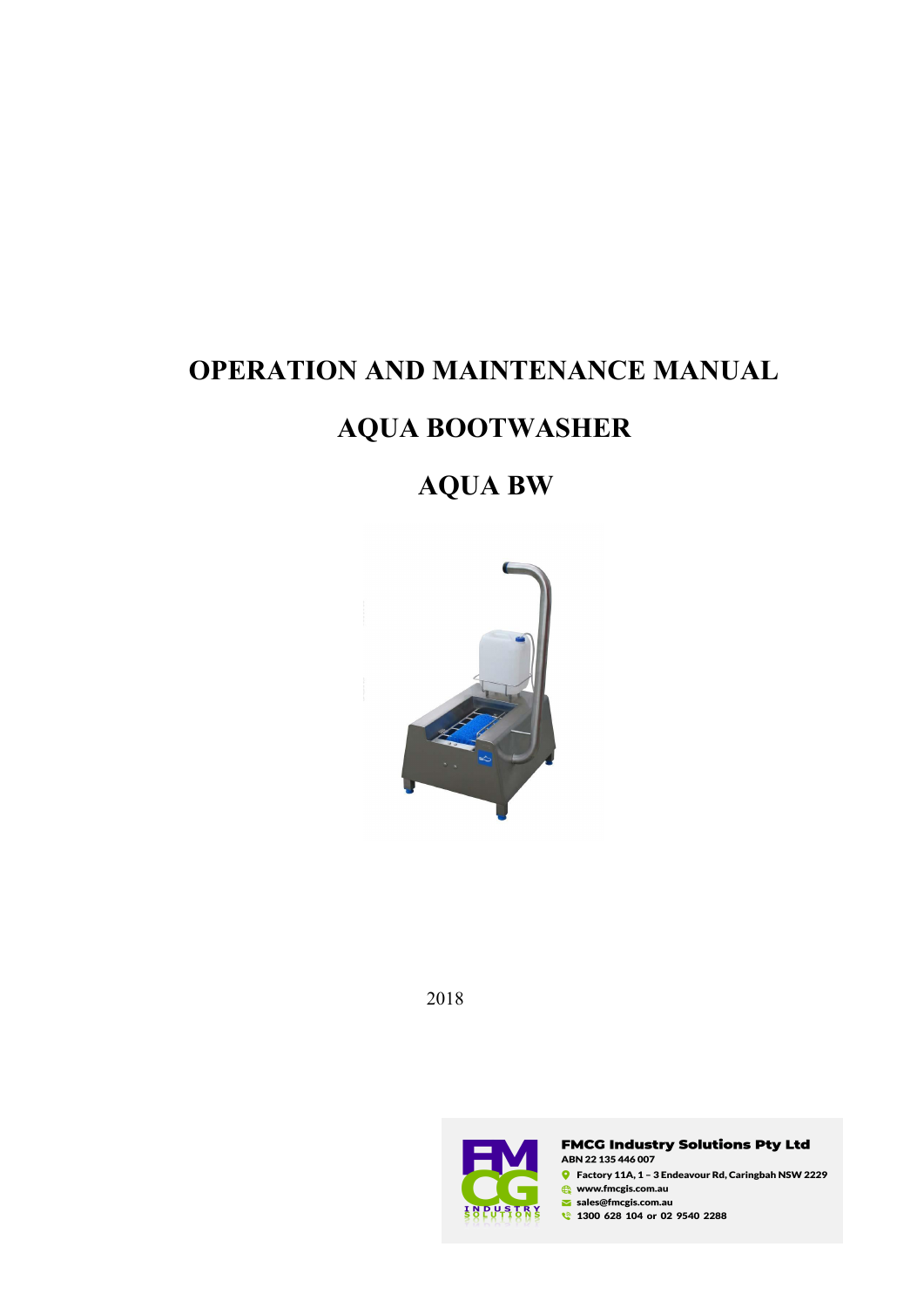# OPERATION AND MAINTENANCE MANUAL

# AQUA BOOTWASHER

# AQUA BW

2018

**FMCG Industry Solutions Pty Ltd**
ABN 22 135 446 007
Factory 11A, 1 – 3 Endeavour Rd, Caringbah NSW 2229
www.fmcgis.com.au
sales@fmcgis.com.au
1300 628 104 or 02 9540 2288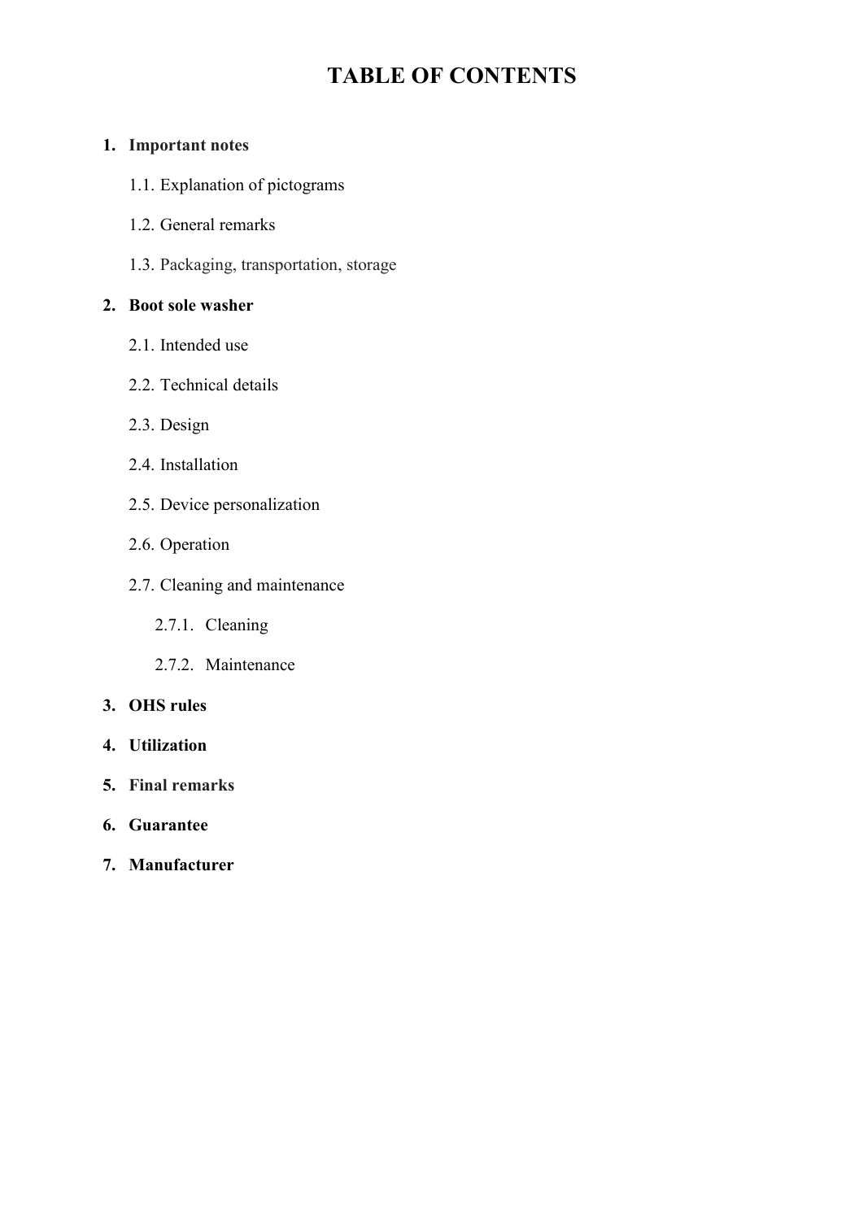# TABLE OF CONTENTS

1. **Important notes**
    - 1.1. Explanation of pictograms
    - 1.2. General remarks
    - 1.3. Packaging, transportation, storage
2. **Boot sole washer**
    - 2.1. Intended use
    - 2.2. Technical details
    - 2.3. Design
    - 2.4. Installation
    - 2.5. Device personalization
    - 2.6. Operation
    - 2.7. Cleaning and maintenance
        - 2.7.1. Cleaning
        - 2.7.2. Maintenance
3. **OHS rules**
4. **Utilization**
5. **Final remarks**
6. **Guarantee**
7. **Manufacturer**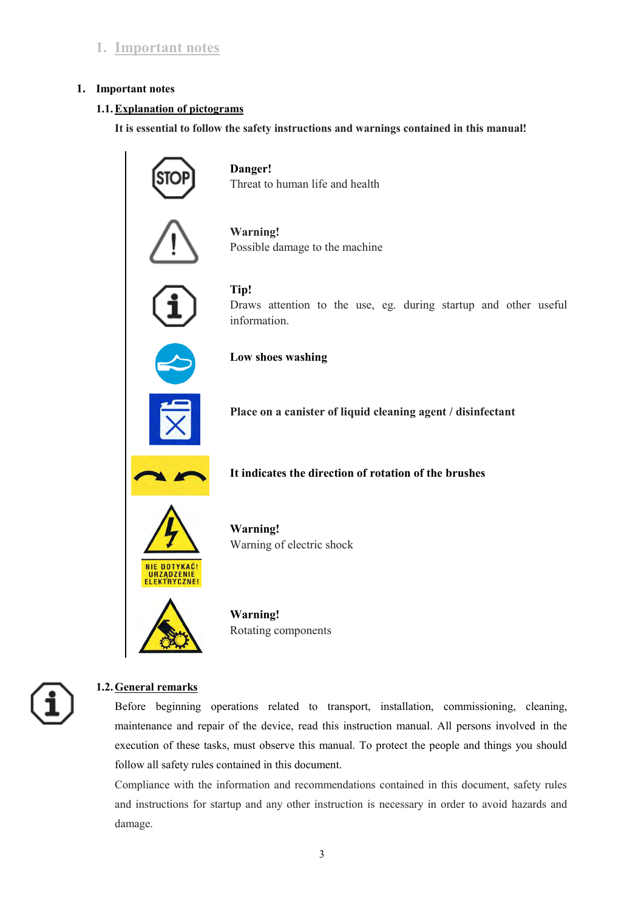# 1. Important notes

## 1.1. Explanation of pictograms

**It is essential to follow the safety instructions and warnings contained in this manual!**

**Danger!**
Threat to human life and health

**Warning!**
Possible damage to the machine

**Tip!**
Draws attention to the use, eg. during startup and other useful information.

**Low shoes washing**

**Place on a canister of liquid cleaning agent / disinfectant**

**It indicates the direction of rotation of the brushes**

**Warning!**
Warning of electric shock

**Warning!**
Rotating components

## 1.2. General remarks

Before beginning operations related to transport, installation, commissioning, cleaning, maintenance and repair of the device, read this instruction manual. All persons involved in the execution of these tasks, must observe this manual. To protect the people and things you should follow all safety rules contained in this document.

Compliance with the information and recommendations contained in this document, safety rules and instructions for startup and any other instruction is necessary in order to avoid hazards and damage.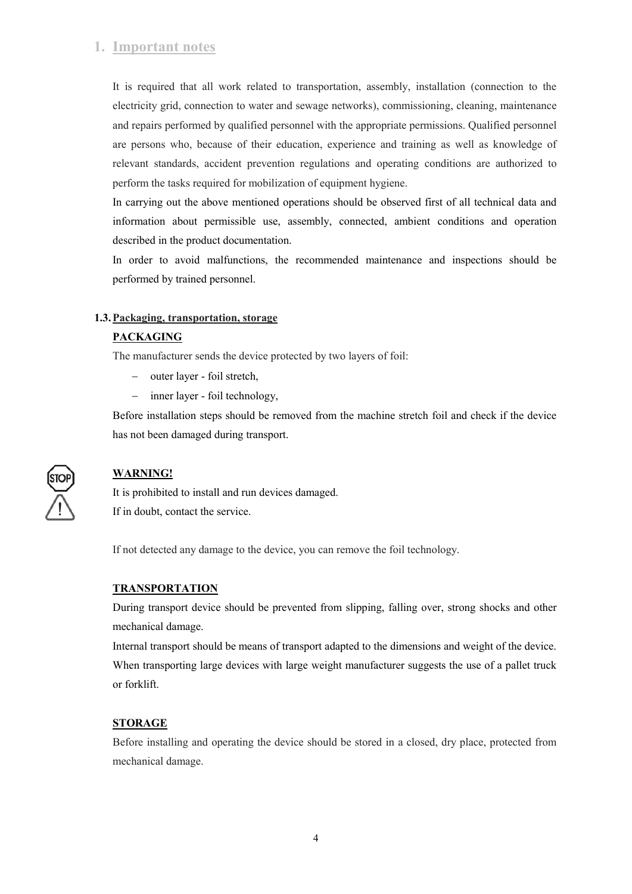# 1. Important notes

It is required that all work related to transportation, assembly, installation (connection to the electricity grid, connection to water and sewage networks), commissioning, cleaning, maintenance and repairs performed by qualified personnel with the appropriate permissions. Qualified personnel are persons who, because of their education, experience and training as well as knowledge of relevant standards, accident prevention regulations and operating conditions are authorized to perform the tasks required for mobilization of equipment hygiene.

In carrying out the above mentioned operations should be observed first of all technical data and information about permissible use, assembly, connected, ambient conditions and operation described in the product documentation.

In order to avoid malfunctions, the recommended maintenance and inspections should be performed by trained personnel.

### 1.3. Packaging, transportation, storage

**PACKAGING**

The manufacturer sends the device protected by two layers of foil:

- outer layer - foil stretch,
- inner layer - foil technology,

Before installation steps should be removed from the machine stretch foil and check if the device has not been damaged during transport.

**WARNING!**

It is prohibited to install and run devices damaged.
If in doubt, contact the service.

If not detected any damage to the device, you can remove the foil technology.

**TRANSPORTATION**

During transport device should be prevented from slipping, falling over, strong shocks and other mechanical damage.

Internal transport should be means of transport adapted to the dimensions and weight of the device. When transporting large devices with large weight manufacturer suggests the use of a pallet truck or forklift.

**STORAGE**

Before installing and operating the device should be stored in a closed, dry place, protected from mechanical damage.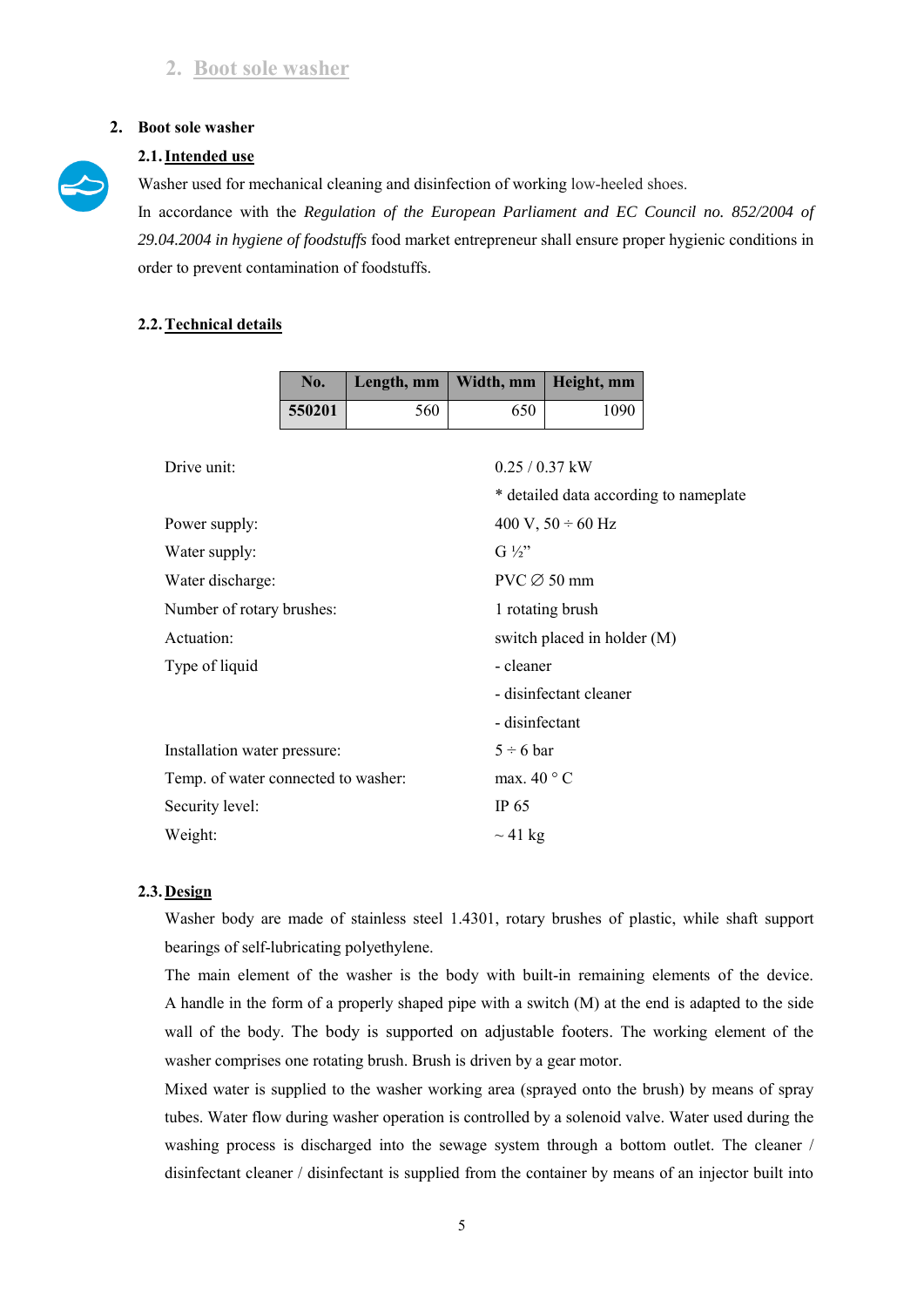## 2. Boot sole washer

### 2.1. Intended use

Washer used for mechanical cleaning and disinfection of working low-heeled shoes.

In accordance with the *Regulation of the European Parliament and EC Council no. 852/2004 of 29.04.2004 in hygiene of foodstuffs* food market entrepreneur shall ensure proper hygienic conditions in order to prevent contamination of foodstuffs.

### 2.2. Technical details

| No. | Length, mm | Width, mm | Height, mm |
|---|---|---|---|
| **550201** | 560 | 650 | 1090 |

| | |
|---|---|
| Drive unit: | 0.25 / 0.37 kW |
| | * detailed data according to nameplate |
| Power supply: | 400 V, 50 ÷ 60 Hz |
| Water supply: | G ½” |
| Water discharge: | PVC ∅ 50 mm |
| Number of rotary brushes: | 1 rotating brush |
| Actuation: | switch placed in holder (M) |
| Type of liquid | - cleaner |
| | - disinfectant cleaner |
| | - disinfectant |
| Installation water pressure: | 5 ÷ 6 bar |
| Temp. of water connected to washer: | max. 40 ° C |
| Security level: | IP 65 |
| Weight: | ~ 41 kg |

### 2.3. Design

Washer body are made of stainless steel 1.4301, rotary brushes of plastic, while shaft support bearings of self-lubricating polyethylene.

The main element of the washer is the body with built-in remaining elements of the device. A handle in the form of a properly shaped pipe with a switch (M) at the end is adapted to the side wall of the body. The body is supported on adjustable footers. The working element of the washer comprises one rotating brush. Brush is driven by a gear motor.

Mixed water is supplied to the washer working area (sprayed onto the brush) by means of spray tubes. Water flow during washer operation is controlled by a solenoid valve. Water used during the washing process is discharged into the sewage system through a bottom outlet. The cleaner / disinfectant cleaner / disinfectant is supplied from the container by means of an injector built into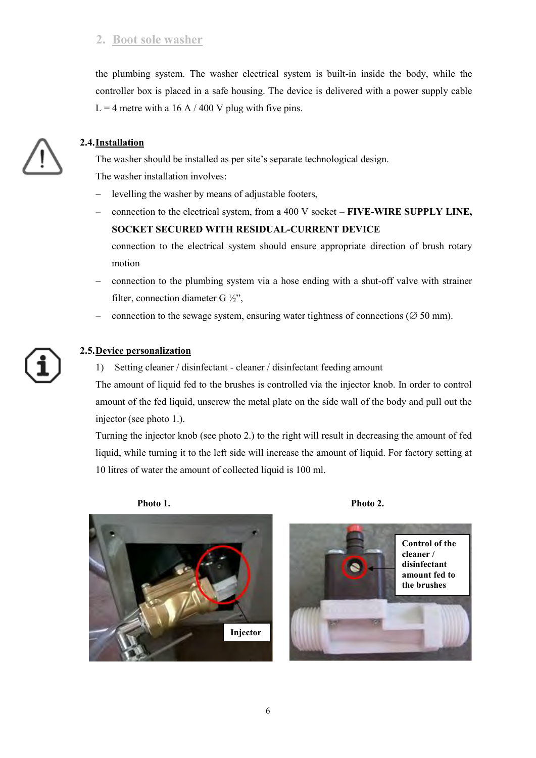the plumbing system. The washer electrical system is built-in inside the body, while the controller box is placed in a safe housing. The device is delivered with a power supply cable L = 4 metre with a 16 A / 400 V plug with five pins.

### 2.4. Installation

The washer should be installed as per site's separate technological design.

The washer installation involves:

- levelling the washer by means of adjustable footers,
- connection to the electrical system, from a 400 V socket – **FIVE-WIRE SUPPLY LINE, SOCKET SECURED WITH RESIDUAL-CURRENT DEVICE**

  connection to the electrical system should ensure appropriate direction of brush rotary motion
- connection to the plumbing system via a hose ending with a shut-off valve with strainer filter, connection diameter G ½",
- connection to the sewage system, ensuring water tightness of connections (∅ 50 mm).

### 2.5. Device personalization

1) Setting cleaner / disinfectant - cleaner / disinfectant feeding amount

The amount of liquid fed to the brushes is controlled via the injector knob. In order to control amount of the fed liquid, unscrew the metal plate on the side wall of the body and pull out the injector (see photo 1.).

Turning the injector knob (see photo 2.) to the right will result in decreasing the amount of fed liquid, while turning it to the left side will increase the amount of liquid. For factory setting at 10 litres of water the amount of collected liquid is 100 ml.

**Photo 1.**

Injector

**Photo 2.**

Control of the cleaner / disinfectant amount fed to the brushes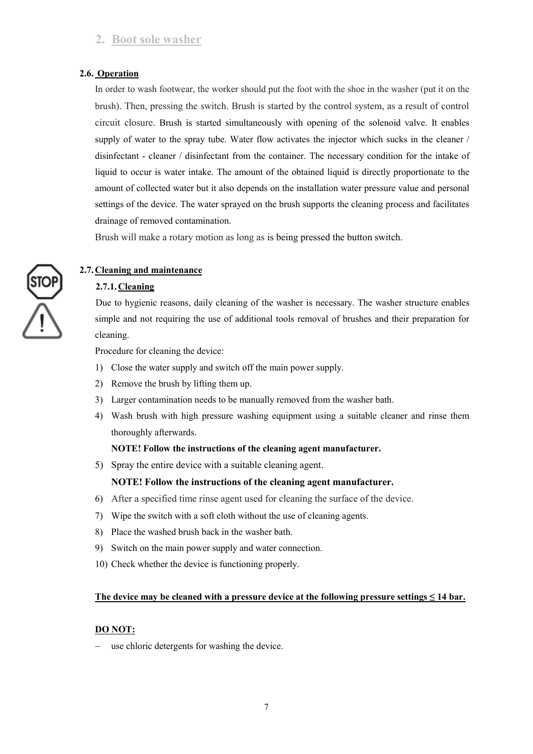## 2. Boot sole washer

### 2.6. Operation

In order to wash footwear, the worker should put the foot with the shoe in the washer (put it on the brush). Then, pressing the switch. Brush is started by the control system, as a result of control circuit closure. Brush is started simultaneously with opening of the solenoid valve. It enables supply of water to the spray tube. Water flow activates the injector which sucks in the cleaner / disinfectant - cleaner / disinfectant from the container. The necessary condition for the intake of liquid to occur is water intake. The amount of the obtained liquid is directly proportionate to the amount of collected water but it also depends on the installation water pressure value and personal settings of the device. The water sprayed on the brush supports the cleaning process and facilitates drainage of removed contamination.

Brush will make a rotary motion as long as is being pressed the button switch.

### 2.7. Cleaning and maintenance

#### 2.7.1. Cleaning

Due to hygienic reasons, daily cleaning of the washer is necessary. The washer structure enables simple and not requiring the use of additional tools removal of brushes and their preparation for cleaning.

Procedure for cleaning the device:

1) Close the water supply and switch off the main power supply.
2) Remove the brush by lifting them up.
3) Larger contamination needs to be manually removed from the washer bath.
4) Wash brush with high pressure washing equipment using a suitable cleaner and rinse them thoroughly afterwards.

   **NOTE! Follow the instructions of the cleaning agent manufacturer.**
5) Spray the entire device with a suitable cleaning agent.

   **NOTE! Follow the instructions of the cleaning agent manufacturer.**
6) After a specified time rinse agent used for cleaning the surface of the device.
7) Wipe the switch with a soft cloth without the use of cleaning agents.
8) Place the washed brush back in the washer bath.
9) Switch on the main power supply and water connection.
10) Check whether the device is functioning properly.

**The device may be cleaned with a pressure device at the following pressure settings ≤ 14 bar.**

**DO NOT:**

- use chloric detergents for washing the device.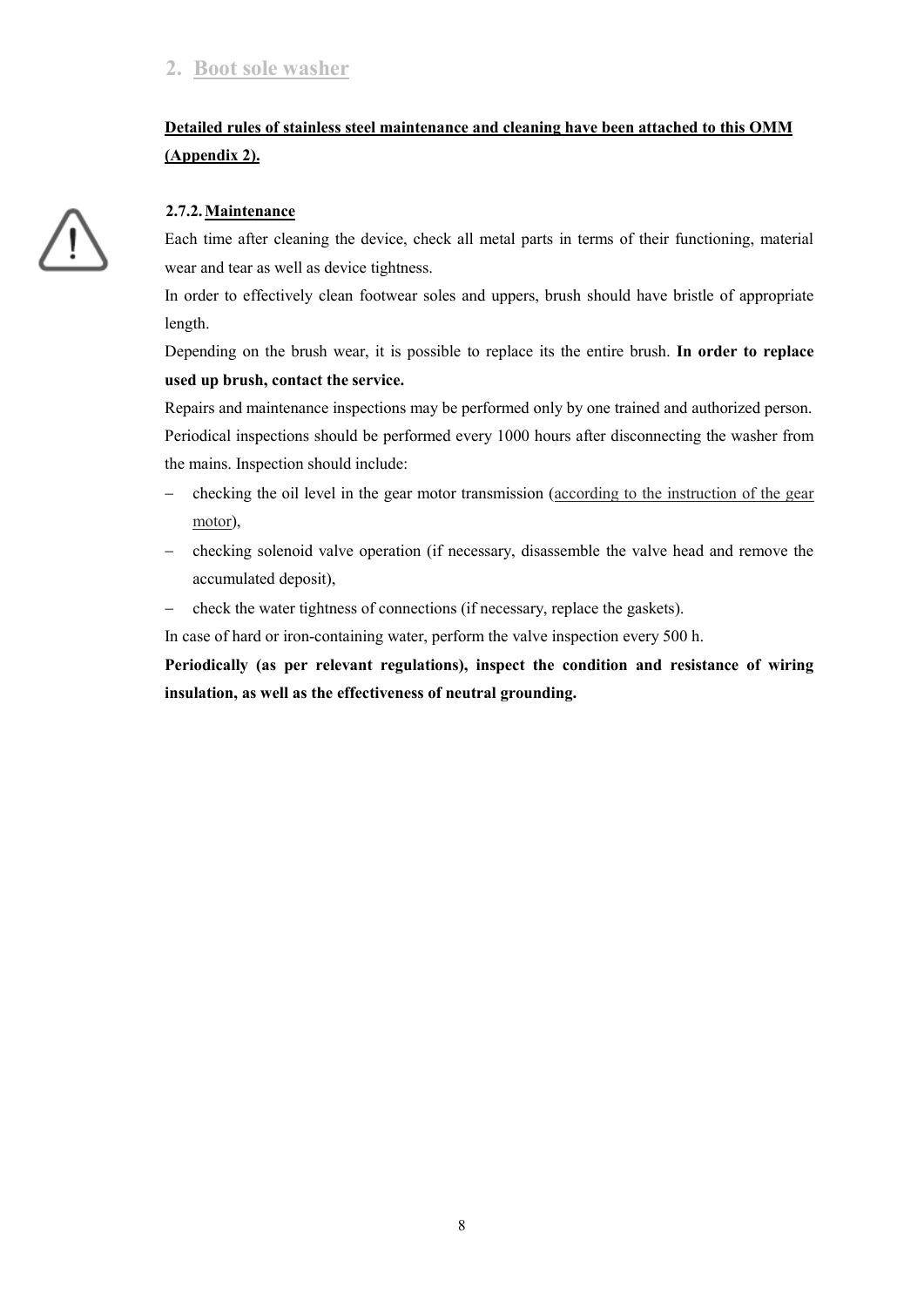## 2. Boot sole washer

**Detailed rules of stainless steel maintenance and cleaning have been attached to this OMM (Appendix 2).**

### 2.7.2. Maintenance

Each time after cleaning the device, check all metal parts in terms of their functioning, material wear and tear as well as device tightness.

In order to effectively clean footwear soles and uppers, brush should have bristle of appropriate length.

Depending on the brush wear, it is possible to replace its the entire brush. **In order to replace used up brush, contact the service.**

Repairs and maintenance inspections may be performed only by one trained and authorized person.

Periodical inspections should be performed every 1000 hours after disconnecting the washer from the mains. Inspection should include:

- checking the oil level in the gear motor transmission (according to the instruction of the gear motor),
- checking solenoid valve operation (if necessary, disassemble the valve head and remove the accumulated deposit),
- check the water tightness of connections (if necessary, replace the gaskets).

In case of hard or iron-containing water, perform the valve inspection every 500 h.

**Periodically (as per relevant regulations), inspect the condition and resistance of wiring insulation, as well as the effectiveness of neutral grounding.**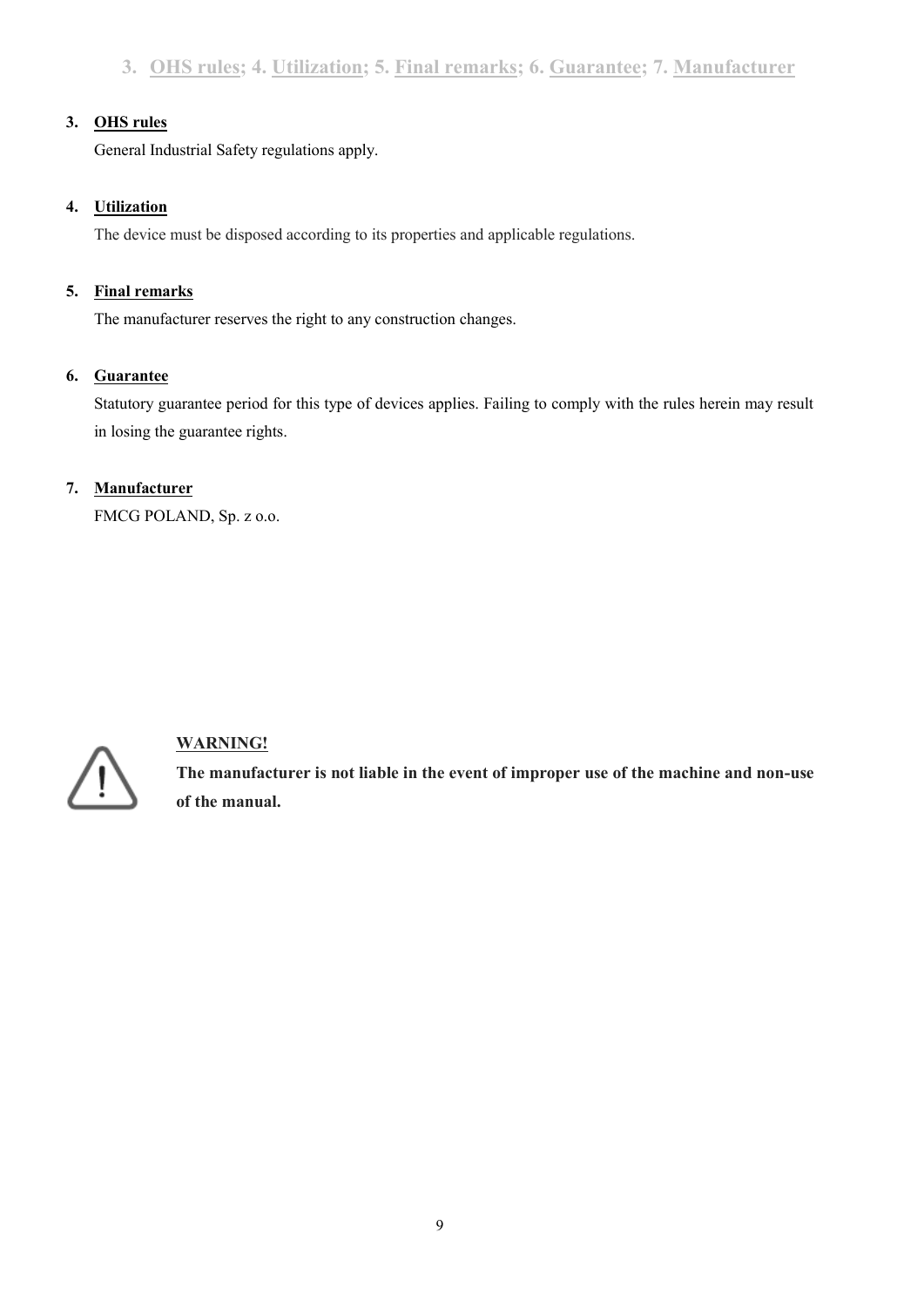## 3. OHS rules; 4. Utilization; 5. Final remarks; 6. Guarantee; 7. Manufacturer

### 3. OHS rules

General Industrial Safety regulations apply.

### 4. Utilization

The device must be disposed according to its properties and applicable regulations.

### 5. Final remarks

The manufacturer reserves the right to any construction changes.

### 6. Guarantee

Statutory guarantee period for this type of devices applies. Failing to comply with the rules herein may result in losing the guarantee rights.

### 7. Manufacturer

FMCG POLAND, Sp. z o.o.

**WARNING!**

**The manufacturer is not liable in the event of improper use of the machine and non-use of the manual.**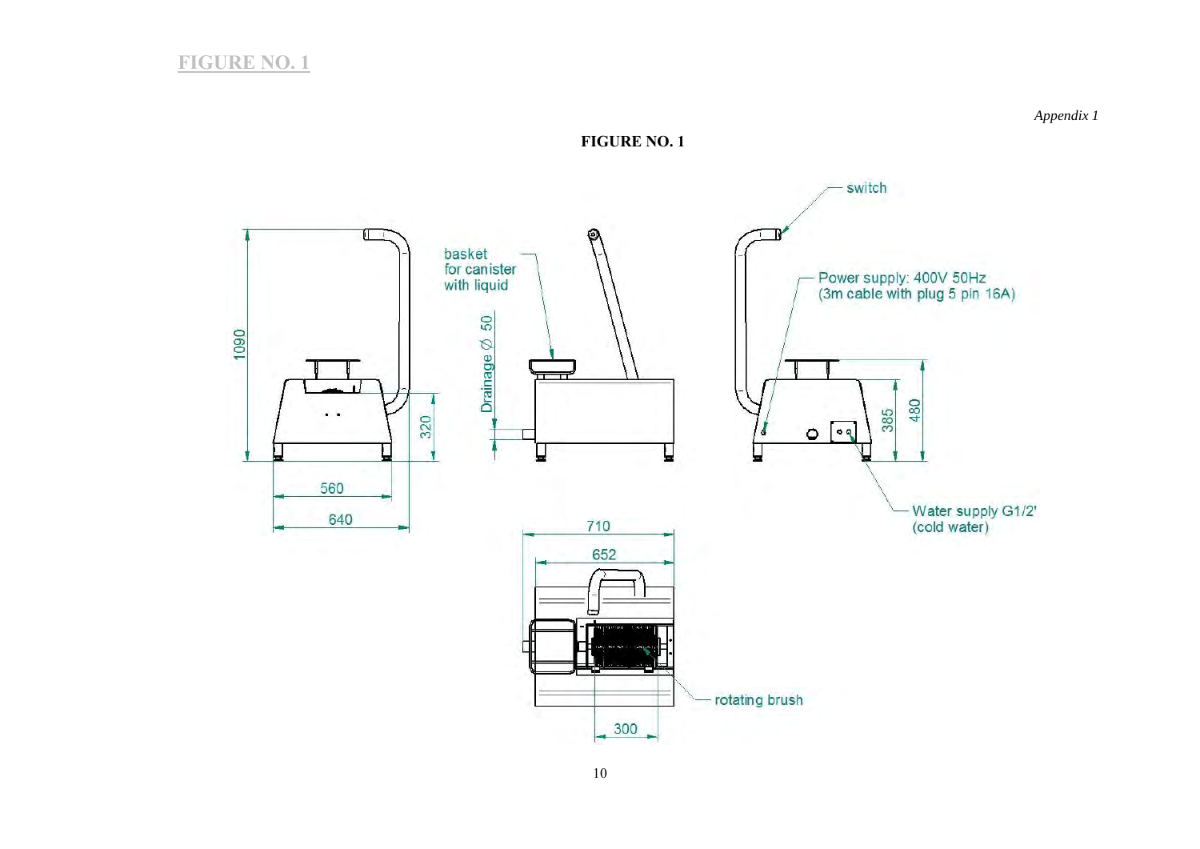## FIGURE NO. 1

*Appendix 1*

**FIGURE NO. 1**

switch

basket for canister with liquid

Power supply: 400V 50Hz (3m cable with plug 5 pin 16A)

Drainage Ø 50

1090

320

385

480

560

640

Water supply G1/2' (cold water)

710

652

rotating brush

300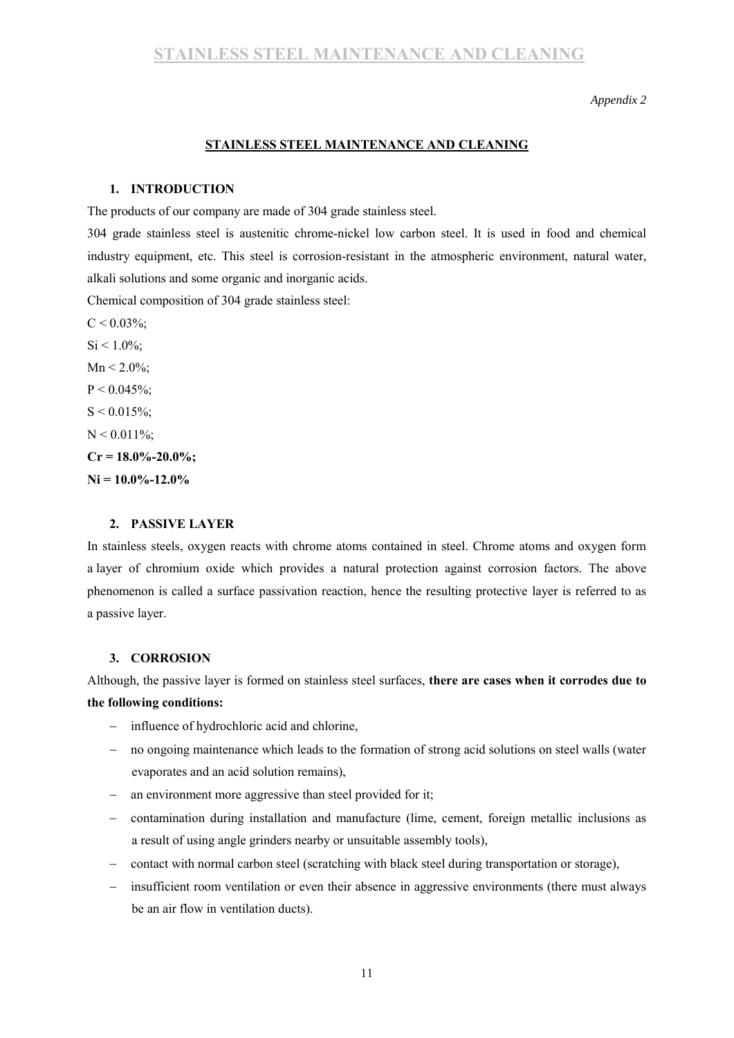*Appendix 2*

## STAINLESS STEEL MAINTENANCE AND CLEANING

### 1. INTRODUCTION

The products of our company are made of 304 grade stainless steel.

304 grade stainless steel is austenitic chrome-nickel low carbon steel. It is used in food and chemical industry equipment, etc. This steel is corrosion-resistant in the atmospheric environment, natural water, alkali solutions and some organic and inorganic acids.

Chemical composition of 304 grade stainless steel:

$C < 0.03\%$;

$Si < 1.0\%$;

$Mn < 2.0\%$;

$P < 0.045\%$;

$S < 0.015\%$;

$N < 0.011\%$;

**$Cr = 18.0\%-20.0\%$;**

**$Ni = 10.0\%-12.0\%$**

### 2. PASSIVE LAYER

In stainless steels, oxygen reacts with chrome atoms contained in steel. Chrome atoms and oxygen form a layer of chromium oxide which provides a natural protection against corrosion factors. The above phenomenon is called a surface passivation reaction, hence the resulting protective layer is referred to as a passive layer.

### 3. CORROSION

Although, the passive layer is formed on stainless steel surfaces, **there are cases when it corrodes due to the following conditions:**

- influence of hydrochloric acid and chlorine,
- no ongoing maintenance which leads to the formation of strong acid solutions on steel walls (water evaporates and an acid solution remains),
- an environment more aggressive than steel provided for it;
- contamination during installation and manufacture (lime, cement, foreign metallic inclusions as a result of using angle grinders nearby or unsuitable assembly tools),
- contact with normal carbon steel (scratching with black steel during transportation or storage),
- insufficient room ventilation or even their absence in aggressive environments (there must always be an air flow in ventilation ducts).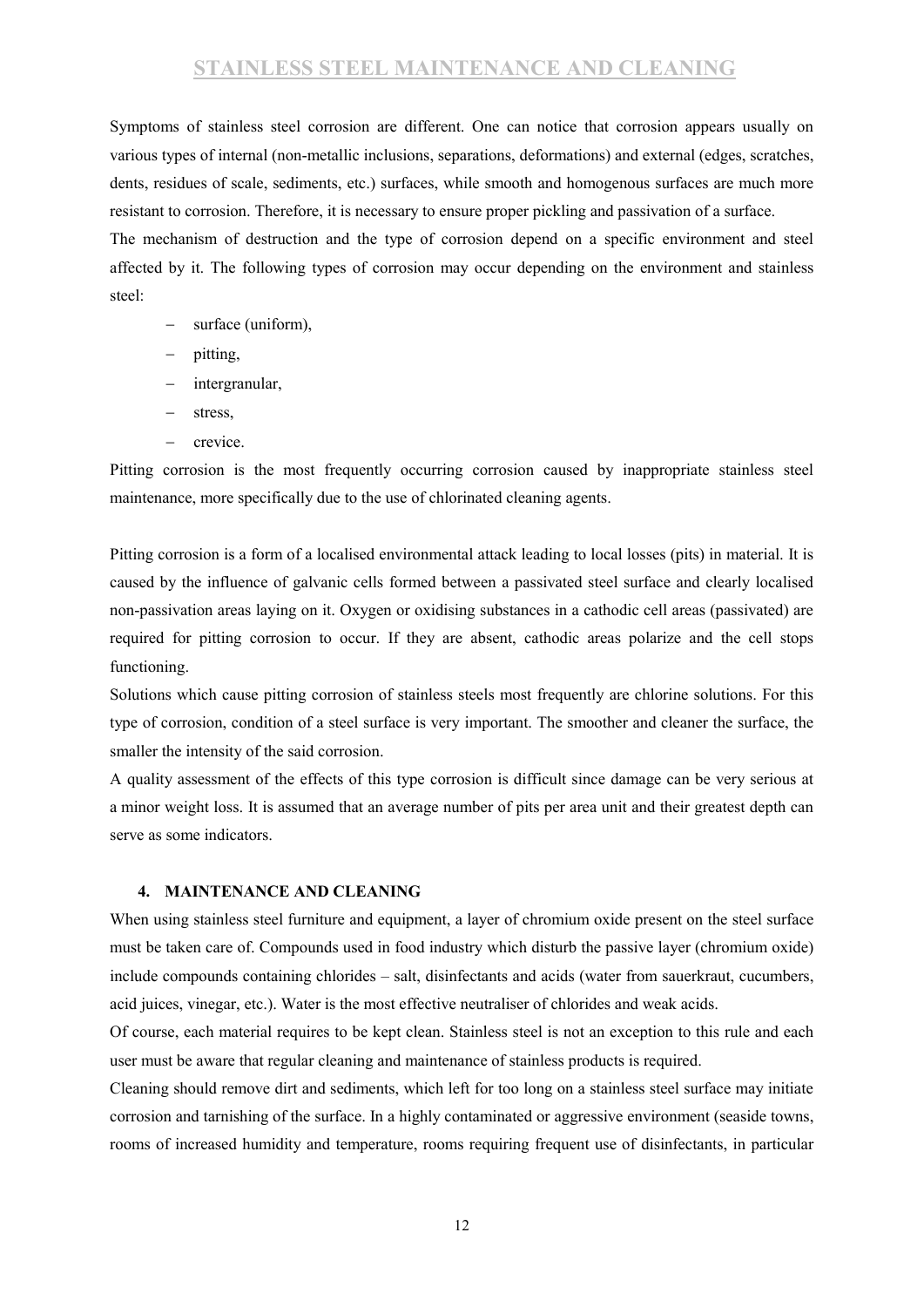Symptoms of stainless steel corrosion are different. One can notice that corrosion appears usually on various types of internal (non-metallic inclusions, separations, deformations) and external (edges, scratches, dents, residues of scale, sediments, etc.) surfaces, while smooth and homogenous surfaces are much more resistant to corrosion. Therefore, it is necessary to ensure proper pickling and passivation of a surface.

The mechanism of destruction and the type of corrosion depend on a specific environment and steel affected by it. The following types of corrosion may occur depending on the environment and stainless steel:

- surface (uniform),
- pitting,
- intergranular,
- stress,
- crevice.

Pitting corrosion is the most frequently occurring corrosion caused by inappropriate stainless steel maintenance, more specifically due to the use of chlorinated cleaning agents.

Pitting corrosion is a form of a localised environmental attack leading to local losses (pits) in material. It is caused by the influence of galvanic cells formed between a passivated steel surface and clearly localised non-passivation areas laying on it. Oxygen or oxidising substances in a cathodic cell areas (passivated) are required for pitting corrosion to occur. If they are absent, cathodic areas polarize and the cell stops functioning.

Solutions which cause pitting corrosion of stainless steels most frequently are chlorine solutions. For this type of corrosion, condition of a steel surface is very important. The smoother and cleaner the surface, the smaller the intensity of the said corrosion.

A quality assessment of the effects of this type corrosion is difficult since damage can be very serious at a minor weight loss. It is assumed that an average number of pits per area unit and their greatest depth can serve as some indicators.

## 4. MAINTENANCE AND CLEANING

When using stainless steel furniture and equipment, a layer of chromium oxide present on the steel surface must be taken care of. Compounds used in food industry which disturb the passive layer (chromium oxide) include compounds containing chlorides – salt, disinfectants and acids (water from sauerkraut, cucumbers, acid juices, vinegar, etc.). Water is the most effective neutraliser of chlorides and weak acids.

Of course, each material requires to be kept clean. Stainless steel is not an exception to this rule and each user must be aware that regular cleaning and maintenance of stainless products is required.

Cleaning should remove dirt and sediments, which left for too long on a stainless steel surface may initiate corrosion and tarnishing of the surface. In a highly contaminated or aggressive environment (seaside towns, rooms of increased humidity and temperature, rooms requiring frequent use of disinfectants, in particular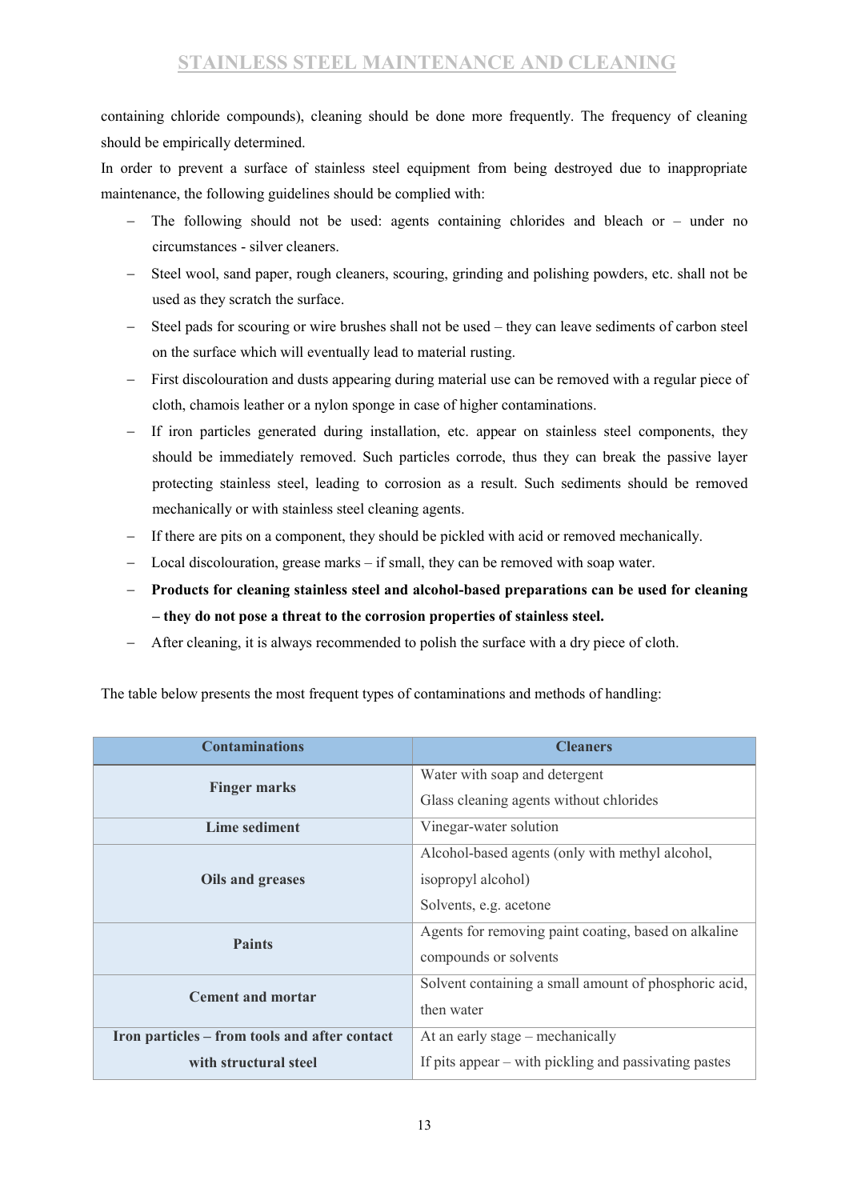containing chloride compounds), cleaning should be done more frequently. The frequency of cleaning should be empirically determined.

In order to prevent a surface of stainless steel equipment from being destroyed due to inappropriate maintenance, the following guidelines should be complied with:

- The following should not be used: agents containing chlorides and bleach or – under no circumstances - silver cleaners.
- Steel wool, sand paper, rough cleaners, scouring, grinding and polishing powders, etc. shall not be used as they scratch the surface.
- Steel pads for scouring or wire brushes shall not be used – they can leave sediments of carbon steel on the surface which will eventually lead to material rusting.
- First discolouration and dusts appearing during material use can be removed with a regular piece of cloth, chamois leather or a nylon sponge in case of higher contaminations.
- If iron particles generated during installation, etc. appear on stainless steel components, they should be immediately removed. Such particles corrode, thus they can break the passive layer protecting stainless steel, leading to corrosion as a result. Such sediments should be removed mechanically or with stainless steel cleaning agents.
- If there are pits on a component, they should be pickled with acid or removed mechanically.
- Local discolouration, grease marks – if small, they can be removed with soap water.
- **Products for cleaning stainless steel and alcohol-based preparations can be used for cleaning – they do not pose a threat to the corrosion properties of stainless steel.**
- After cleaning, it is always recommended to polish the surface with a dry piece of cloth.

The table below presents the most frequent types of contaminations and methods of handling:

| Contaminations | Cleaners |
|---|---|
| **Finger marks** | Water with soap and detergent<br>Glass cleaning agents without chlorides |
| **Lime sediment** | Vinegar-water solution |
| **Oils and greases** | Alcohol-based agents (only with methyl alcohol, isopropyl alcohol)<br>Solvents, e.g. acetone |
| **Paints** | Agents for removing paint coating, based on alkaline compounds or solvents |
| **Cement and mortar** | Solvent containing a small amount of phosphoric acid, then water |
| **Iron particles – from tools and after contact with structural steel** | At an early stage – mechanically<br>If pits appear – with pickling and passivating pastes |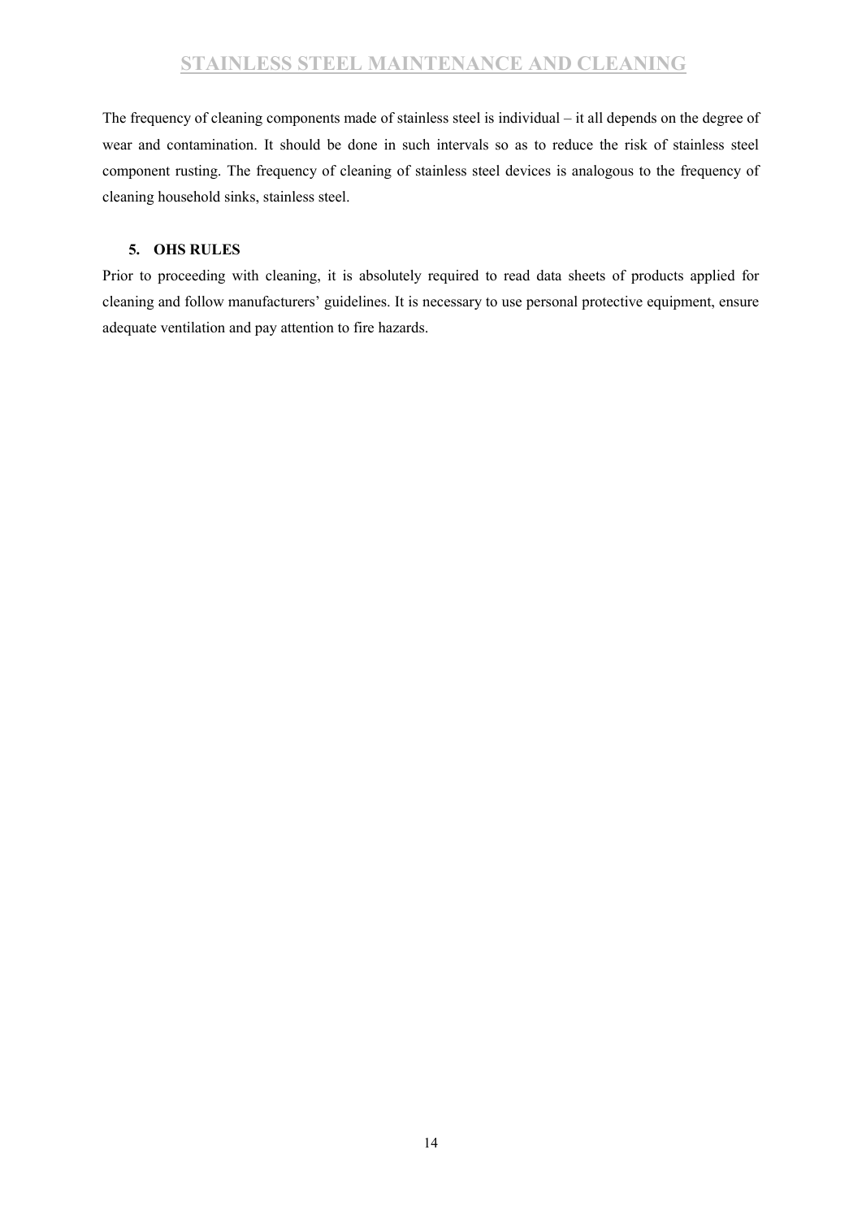The frequency of cleaning components made of stainless steel is individual – it all depends on the degree of wear and contamination. It should be done in such intervals so as to reduce the risk of stainless steel component rusting. The frequency of cleaning of stainless steel devices is analogous to the frequency of cleaning household sinks, stainless steel.

## 5. OHS RULES

Prior to proceeding with cleaning, it is absolutely required to read data sheets of products applied for cleaning and follow manufacturers' guidelines. It is necessary to use personal protective equipment, ensure adequate ventilation and pay attention to fire hazards.